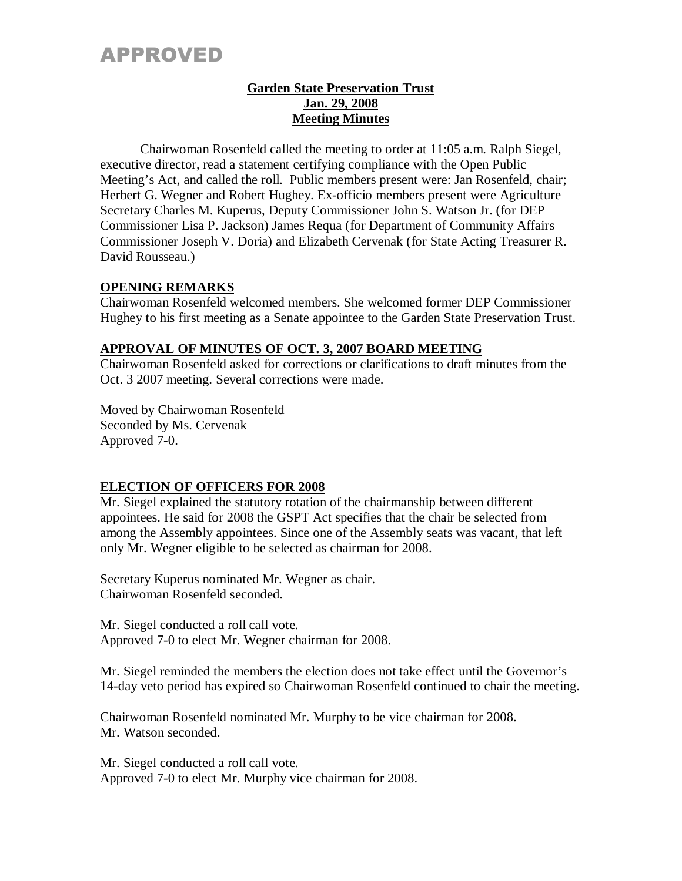# APPROVED

**Garden State Preservation Trust**
**Jan. 29, 2008**
**Meeting Minutes**

Chairwoman Rosenfeld called the meeting to order at 11:05 a.m. Ralph Siegel, executive director, read a statement certifying compliance with the Open Public Meeting's Act, and called the roll. Public members present were: Jan Rosenfeld, chair; Herbert G. Wegner and Robert Hughey. Ex-officio members present were Agriculture Secretary Charles M. Kuperus, Deputy Commissioner John S. Watson Jr. (for DEP Commissioner Lisa P. Jackson) James Requa (for Department of Community Affairs Commissioner Joseph V. Doria) and Elizabeth Cervenak (for State Acting Treasurer R. David Rousseau.)

## OPENING REMARKS

Chairwoman Rosenfeld welcomed members. She welcomed former DEP Commissioner Hughey to his first meeting as a Senate appointee to the Garden State Preservation Trust.

## APPROVAL OF MINUTES OF OCT. 3, 2007 BOARD MEETING

Chairwoman Rosenfeld asked for corrections or clarifications to draft minutes from the Oct. 3 2007 meeting. Several corrections were made.

Moved by Chairwoman Rosenfeld
Seconded by Ms. Cervenak
Approved 7-0.

## ELECTION OF OFFICERS FOR 2008

Mr. Siegel explained the statutory rotation of the chairmanship between different appointees. He said for 2008 the GSPT Act specifies that the chair be selected from among the Assembly appointees. Since one of the Assembly seats was vacant, that left only Mr. Wegner eligible to be selected as chairman for 2008.

Secretary Kuperus nominated Mr. Wegner as chair.
Chairwoman Rosenfeld seconded.

Mr. Siegel conducted a roll call vote.
Approved 7-0 to elect Mr. Wegner chairman for 2008.

Mr. Siegel reminded the members the election does not take effect until the Governor's 14-day veto period has expired so Chairwoman Rosenfeld continued to chair the meeting.

Chairwoman Rosenfeld nominated Mr. Murphy to be vice chairman for 2008.
Mr. Watson seconded.

Mr. Siegel conducted a roll call vote.
Approved 7-0 to elect Mr. Murphy vice chairman for 2008.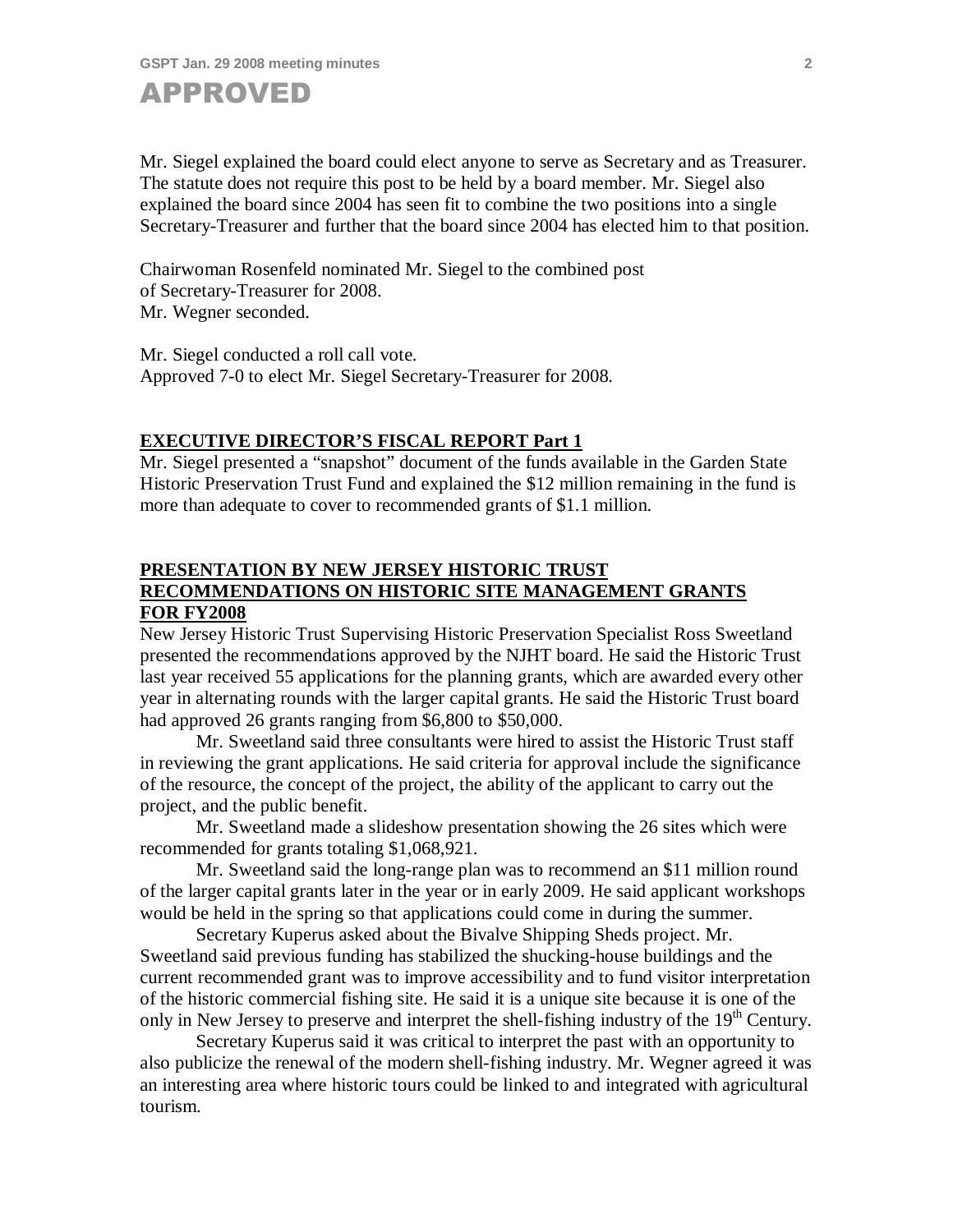Mr. Siegel explained the board could elect anyone to serve as Secretary and as Treasurer. The statute does not require this post to be held by a board member. Mr. Siegel also explained the board since 2004 has seen fit to combine the two positions into a single Secretary-Treasurer and further that the board since 2004 has elected him to that position.

Chairwoman Rosenfeld nominated Mr. Siegel to the combined post of Secretary-Treasurer for 2008.
Mr. Wegner seconded.

Mr. Siegel conducted a roll call vote.
Approved 7-0 to elect Mr. Siegel Secretary-Treasurer for 2008.

## EXECUTIVE DIRECTOR'S FISCAL REPORT Part 1

Mr. Siegel presented a "snapshot" document of the funds available in the Garden State Historic Preservation Trust Fund and explained the $12 million remaining in the fund is more than adequate to cover to recommended grants of $1.1 million.

## PRESENTATION BY NEW JERSEY HISTORIC TRUST RECOMMENDATIONS ON HISTORIC SITE MANAGEMENT GRANTS FOR FY2008

New Jersey Historic Trust Supervising Historic Preservation Specialist Ross Sweetland presented the recommendations approved by the NJHT board. He said the Historic Trust last year received 55 applications for the planning grants, which are awarded every other year in alternating rounds with the larger capital grants. He said the Historic Trust board had approved 26 grants ranging from $6,800 to $50,000.

Mr. Sweetland said three consultants were hired to assist the Historic Trust staff in reviewing the grant applications. He said criteria for approval include the significance of the resource, the concept of the project, the ability of the applicant to carry out the project, and the public benefit.

Mr. Sweetland made a slideshow presentation showing the 26 sites which were recommended for grants totaling $1,068,921.

Mr. Sweetland said the long-range plan was to recommend an $11 million round of the larger capital grants later in the year or in early 2009. He said applicant workshops would be held in the spring so that applications could come in during the summer.

Secretary Kuperus asked about the Bivalve Shipping Sheds project. Mr. Sweetland said previous funding has stabilized the shucking-house buildings and the current recommended grant was to improve accessibility and to fund visitor interpretation of the historic commercial fishing site. He said it is a unique site because it is one of the only in New Jersey to preserve and interpret the shell-fishing industry of the 19th Century.

Secretary Kuperus said it was critical to interpret the past with an opportunity to also publicize the renewal of the modern shell-fishing industry. Mr. Wegner agreed it was an interesting area where historic tours could be linked to and integrated with agricultural tourism.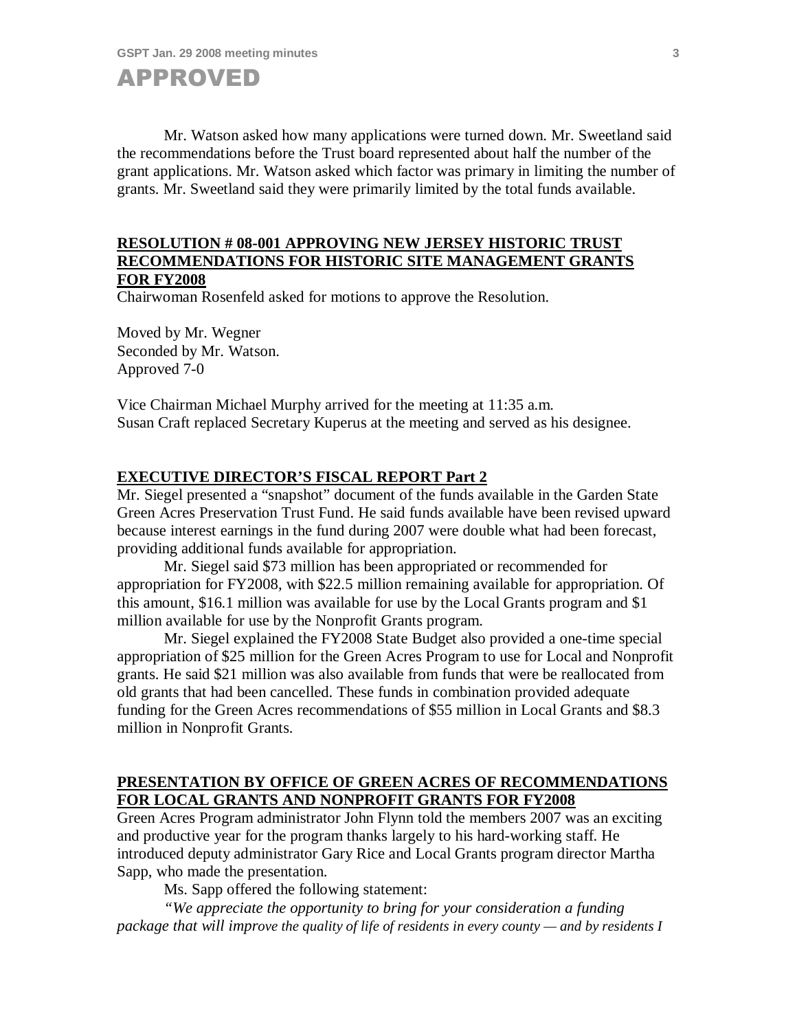Mr. Watson asked how many applications were turned down. Mr. Sweetland said the recommendations before the Trust board represented about half the number of the grant applications. Mr. Watson asked which factor was primary in limiting the number of grants. Mr. Sweetland said they were primarily limited by the total funds available.

**RESOLUTION # 08-001 APPROVING NEW JERSEY HISTORIC TRUST RECOMMENDATIONS FOR HISTORIC SITE MANAGEMENT GRANTS FOR FY2008**

Chairwoman Rosenfeld asked for motions to approve the Resolution.

Moved by Mr. Wegner
Seconded by Mr. Watson.
Approved 7-0

Vice Chairman Michael Murphy arrived for the meeting at 11:35 a.m.
Susan Craft replaced Secretary Kuperus at the meeting and served as his designee.

**EXECUTIVE DIRECTOR'S FISCAL REPORT Part 2**

Mr. Siegel presented a "snapshot" document of the funds available in the Garden State Green Acres Preservation Trust Fund. He said funds available have been revised upward because interest earnings in the fund during 2007 were double what had been forecast, providing additional funds available for appropriation.

Mr. Siegel said $73 million has been appropriated or recommended for appropriation for FY2008, with $22.5 million remaining available for appropriation. Of this amount, $16.1 million was available for use by the Local Grants program and $1 million available for use by the Nonprofit Grants program.

Mr. Siegel explained the FY2008 State Budget also provided a one-time special appropriation of $25 million for the Green Acres Program to use for Local and Nonprofit grants. He said $21 million was also available from funds that were be reallocated from old grants that had been cancelled. These funds in combination provided adequate funding for the Green Acres recommendations of $55 million in Local Grants and $8.3 million in Nonprofit Grants.

**PRESENTATION BY OFFICE OF GREEN ACRES OF RECOMMENDATIONS FOR LOCAL GRANTS AND NONPROFIT GRANTS FOR FY2008**

Green Acres Program administrator John Flynn told the members 2007 was an exciting and productive year for the program thanks largely to his hard-working staff. He introduced deputy administrator Gary Rice and Local Grants program director Martha Sapp, who made the presentation.

Ms. Sapp offered the following statement:

*"We appreciate the opportunity to bring for your consideration a funding package that will improve the quality of life of residents in every county — and by residents I*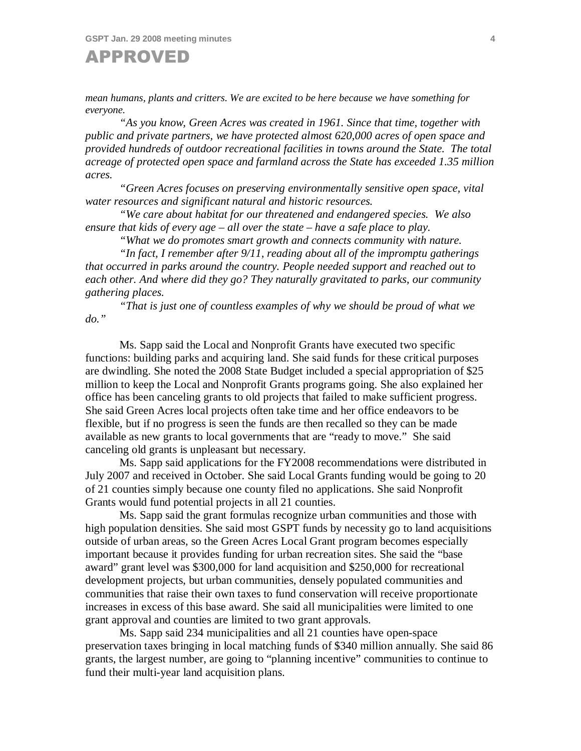*mean humans, plants and critters. We are excited to be here because we have something for everyone.*

*"As you know, Green Acres was created in 1961. Since that time, together with public and private partners, we have protected almost 620,000 acres of open space and provided hundreds of outdoor recreational facilities in towns around the State. The total acreage of protected open space and farmland across the State has exceeded 1.35 million acres.*

*"Green Acres focuses on preserving environmentally sensitive open space, vital water resources and significant natural and historic resources.*

*"We care about habitat for our threatened and endangered species. We also ensure that kids of every age – all over the state – have a safe place to play.*

*"What we do promotes smart growth and connects community with nature.*

*"In fact, I remember after 9/11, reading about all of the impromptu gatherings that occurred in parks around the country. People needed support and reached out to each other. And where did they go? They naturally gravitated to parks, our community gathering places.*

*"That is just one of countless examples of why we should be proud of what we do."*

Ms. Sapp said the Local and Nonprofit Grants have executed two specific functions: building parks and acquiring land. She said funds for these critical purposes are dwindling. She noted the 2008 State Budget included a special appropriation of $25 million to keep the Local and Nonprofit Grants programs going. She also explained her office has been canceling grants to old projects that failed to make sufficient progress. She said Green Acres local projects often take time and her office endeavors to be flexible, but if no progress is seen the funds are then recalled so they can be made available as new grants to local governments that are "ready to move." She said canceling old grants is unpleasant but necessary.

Ms. Sapp said applications for the FY2008 recommendations were distributed in July 2007 and received in October. She said Local Grants funding would be going to 20 of 21 counties simply because one county filed no applications. She said Nonprofit Grants would fund potential projects in all 21 counties.

Ms. Sapp said the grant formulas recognize urban communities and those with high population densities. She said most GSPT funds by necessity go to land acquisitions outside of urban areas, so the Green Acres Local Grant program becomes especially important because it provides funding for urban recreation sites. She said the "base award" grant level was $300,000 for land acquisition and $250,000 for recreational development projects, but urban communities, densely populated communities and communities that raise their own taxes to fund conservation will receive proportionate increases in excess of this base award. She said all municipalities were limited to one grant approval and counties are limited to two grant approvals.

Ms. Sapp said 234 municipalities and all 21 counties have open-space preservation taxes bringing in local matching funds of $340 million annually. She said 86 grants, the largest number, are going to "planning incentive" communities to continue to fund their multi-year land acquisition plans.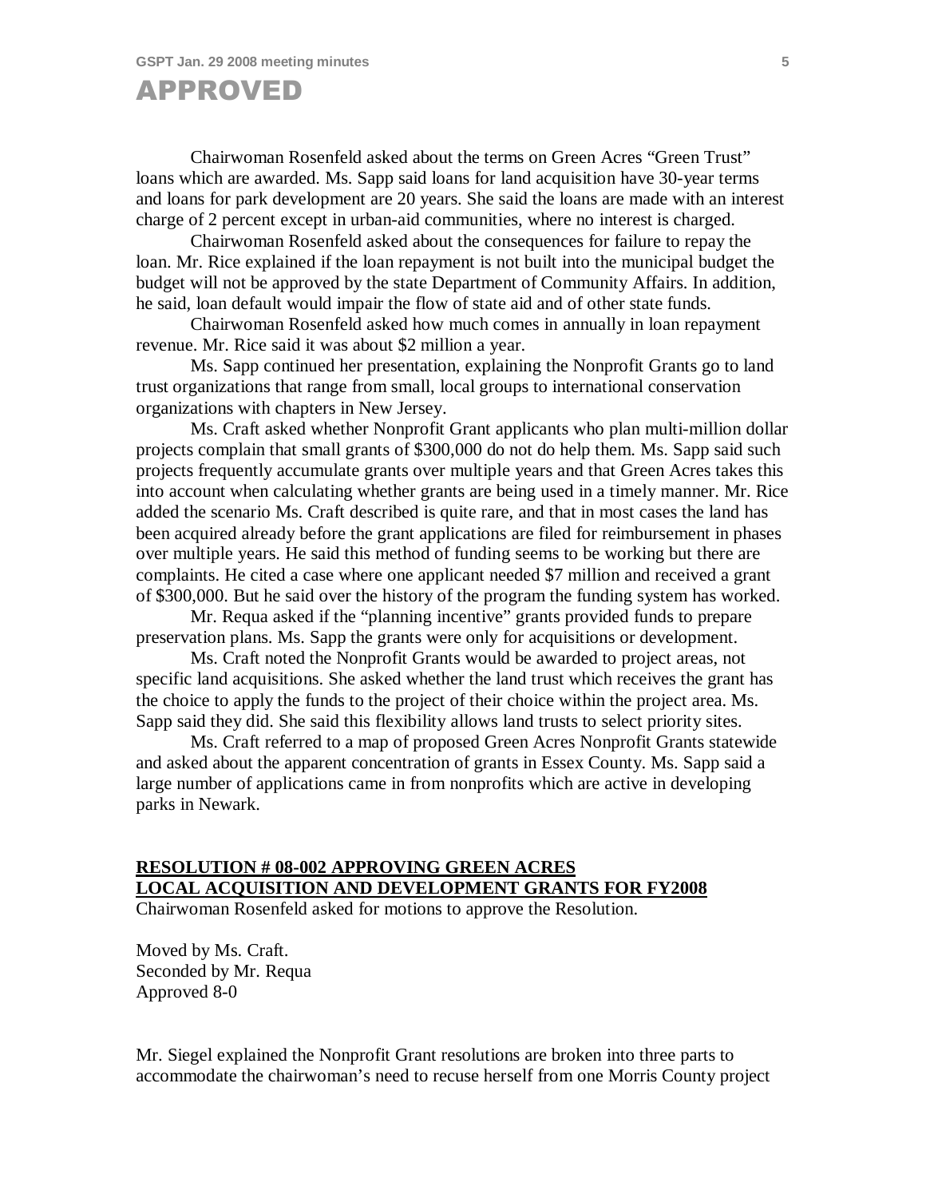Chairwoman Rosenfeld asked about the terms on Green Acres "Green Trust" loans which are awarded. Ms. Sapp said loans for land acquisition have 30-year terms and loans for park development are 20 years. She said the loans are made with an interest charge of 2 percent except in urban-aid communities, where no interest is charged.

Chairwoman Rosenfeld asked about the consequences for failure to repay the loan. Mr. Rice explained if the loan repayment is not built into the municipal budget the budget will not be approved by the state Department of Community Affairs. In addition, he said, loan default would impair the flow of state aid and of other state funds.

Chairwoman Rosenfeld asked how much comes in annually in loan repayment revenue. Mr. Rice said it was about $2 million a year.

Ms. Sapp continued her presentation, explaining the Nonprofit Grants go to land trust organizations that range from small, local groups to international conservation organizations with chapters in New Jersey.

Ms. Craft asked whether Nonprofit Grant applicants who plan multi-million dollar projects complain that small grants of $300,000 do not do help them. Ms. Sapp said such projects frequently accumulate grants over multiple years and that Green Acres takes this into account when calculating whether grants are being used in a timely manner. Mr. Rice added the scenario Ms. Craft described is quite rare, and that in most cases the land has been acquired already before the grant applications are filed for reimbursement in phases over multiple years. He said this method of funding seems to be working but there are complaints. He cited a case where one applicant needed $7 million and received a grant of $300,000. But he said over the history of the program the funding system has worked.

Mr. Requa asked if the "planning incentive" grants provided funds to prepare preservation plans. Ms. Sapp the grants were only for acquisitions or development.

Ms. Craft noted the Nonprofit Grants would be awarded to project areas, not specific land acquisitions. She asked whether the land trust which receives the grant has the choice to apply the funds to the project of their choice within the project area. Ms. Sapp said they did. She said this flexibility allows land trusts to select priority sites.

Ms. Craft referred to a map of proposed Green Acres Nonprofit Grants statewide and asked about the apparent concentration of grants in Essex County. Ms. Sapp said a large number of applications came in from nonprofits which are active in developing parks in Newark.

**RESOLUTION # 08-002 APPROVING GREEN ACRES LOCAL ACQUISITION AND DEVELOPMENT GRANTS FOR FY2008**

Chairwoman Rosenfeld asked for motions to approve the Resolution.

Moved by Ms. Craft.
Seconded by Mr. Requa
Approved 8-0

Mr. Siegel explained the Nonprofit Grant resolutions are broken into three parts to accommodate the chairwoman's need to recuse herself from one Morris County project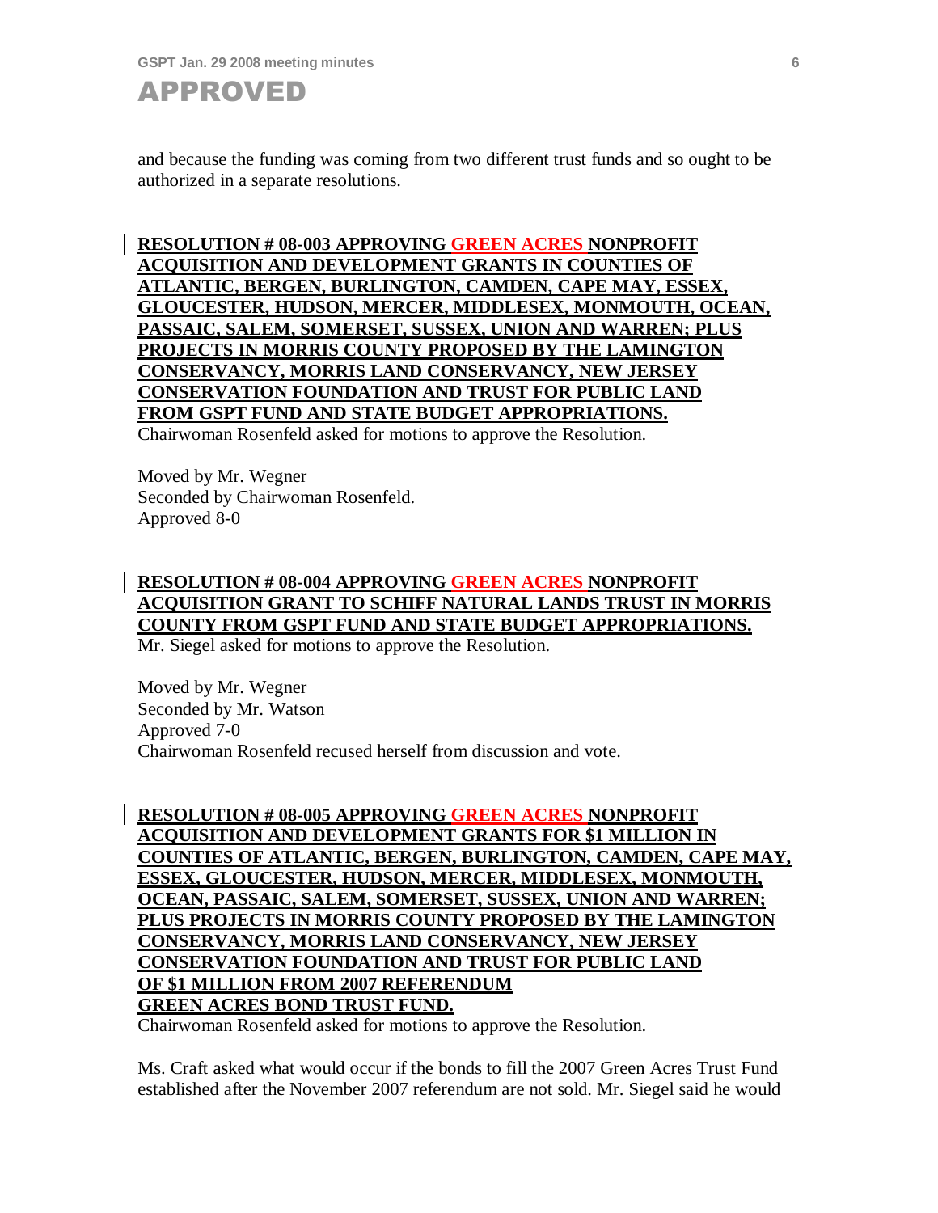and because the funding was coming from two different trust funds and so ought to be authorized in a separate resolutions.

**RESOLUTION # 08-003 APPROVING GREEN ACRES NONPROFIT ACQUISITION AND DEVELOPMENT GRANTS IN COUNTIES OF ATLANTIC, BERGEN, BURLINGTON, CAMDEN, CAPE MAY, ESSEX, GLOUCESTER, HUDSON, MERCER, MIDDLESEX, MONMOUTH, OCEAN, PASSAIC, SALEM, SOMERSET, SUSSEX, UNION AND WARREN; PLUS PROJECTS IN MORRIS COUNTY PROPOSED BY THE LAMINGTON CONSERVANCY, MORRIS LAND CONSERVANCY, NEW JERSEY CONSERVATION FOUNDATION AND TRUST FOR PUBLIC LAND FROM GSPT FUND AND STATE BUDGET APPROPRIATIONS.**

Chairwoman Rosenfeld asked for motions to approve the Resolution.

Moved by Mr. Wegner
Seconded by Chairwoman Rosenfeld.
Approved 8-0

**RESOLUTION # 08-004 APPROVING GREEN ACRES NONPROFIT ACQUISITION GRANT TO SCHIFF NATURAL LANDS TRUST IN MORRIS COUNTY FROM GSPT FUND AND STATE BUDGET APPROPRIATIONS.**

Mr. Siegel asked for motions to approve the Resolution.

Moved by Mr. Wegner
Seconded by Mr. Watson
Approved 7-0
Chairwoman Rosenfeld recused herself from discussion and vote.

**RESOLUTION # 08-005 APPROVING GREEN ACRES NONPROFIT ACQUISITION AND DEVELOPMENT GRANTS FOR $1 MILLION IN COUNTIES OF ATLANTIC, BERGEN, BURLINGTON, CAMDEN, CAPE MAY, ESSEX, GLOUCESTER, HUDSON, MERCER, MIDDLESEX, MONMOUTH, OCEAN, PASSAIC, SALEM, SOMERSET, SUSSEX, UNION AND WARREN; PLUS PROJECTS IN MORRIS COUNTY PROPOSED BY THE LAMINGTON CONSERVANCY, MORRIS LAND CONSERVANCY, NEW JERSEY CONSERVATION FOUNDATION AND TRUST FOR PUBLIC LAND OF $1 MILLION FROM 2007 REFERENDUM GREEN ACRES BOND TRUST FUND.**

Chairwoman Rosenfeld asked for motions to approve the Resolution.

Ms. Craft asked what would occur if the bonds to fill the 2007 Green Acres Trust Fund established after the November 2007 referendum are not sold. Mr. Siegel said he would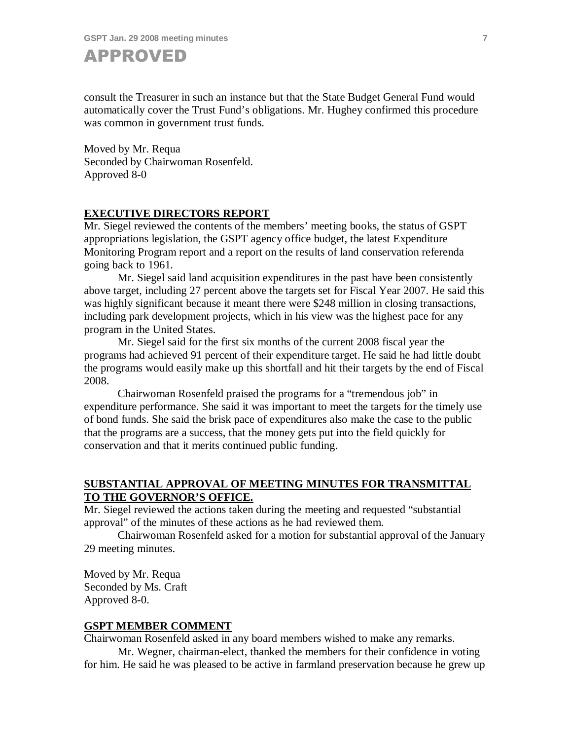consult the Treasurer in such an instance but that the State Budget General Fund would automatically cover the Trust Fund's obligations. Mr. Hughey confirmed this procedure was common in government trust funds.

Moved by Mr. Requa
Seconded by Chairwoman Rosenfeld.
Approved 8-0

## EXECUTIVE DIRECTORS REPORT

Mr. Siegel reviewed the contents of the members' meeting books, the status of GSPT appropriations legislation, the GSPT agency office budget, the latest Expenditure Monitoring Program report and a report on the results of land conservation referenda going back to 1961.

Mr. Siegel said land acquisition expenditures in the past have been consistently above target, including 27 percent above the targets set for Fiscal Year 2007. He said this was highly significant because it meant there were $248 million in closing transactions, including park development projects, which in his view was the highest pace for any program in the United States.

Mr. Siegel said for the first six months of the current 2008 fiscal year the programs had achieved 91 percent of their expenditure target. He said he had little doubt the programs would easily make up this shortfall and hit their targets by the end of Fiscal 2008.

Chairwoman Rosenfeld praised the programs for a "tremendous job" in expenditure performance. She said it was important to meet the targets for the timely use of bond funds. She said the brisk pace of expenditures also make the case to the public that the programs are a success, that the money gets put into the field quickly for conservation and that it merits continued public funding.

## SUBSTANTIAL APPROVAL OF MEETING MINUTES FOR TRANSMITTAL TO THE GOVERNOR'S OFFICE.

Mr. Siegel reviewed the actions taken during the meeting and requested "substantial approval" of the minutes of these actions as he had reviewed them.

Chairwoman Rosenfeld asked for a motion for substantial approval of the January 29 meeting minutes.

Moved by Mr. Requa
Seconded by Ms. Craft
Approved 8-0.

## GSPT MEMBER COMMENT

Chairwoman Rosenfeld asked in any board members wished to make any remarks.

Mr. Wegner, chairman-elect, thanked the members for their confidence in voting for him. He said he was pleased to be active in farmland preservation because he grew up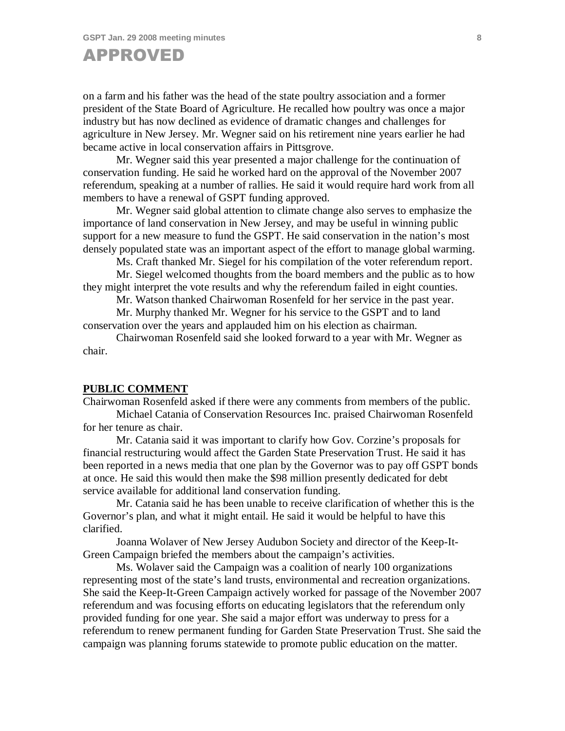on a farm and his father was the head of the state poultry association and a former president of the State Board of Agriculture. He recalled how poultry was once a major industry but has now declined as evidence of dramatic changes and challenges for agriculture in New Jersey. Mr. Wegner said on his retirement nine years earlier he had became active in local conservation affairs in Pittsgrove.

Mr. Wegner said this year presented a major challenge for the continuation of conservation funding. He said he worked hard on the approval of the November 2007 referendum, speaking at a number of rallies. He said it would require hard work from all members to have a renewal of GSPT funding approved.

Mr. Wegner said global attention to climate change also serves to emphasize the importance of land conservation in New Jersey, and may be useful in winning public support for a new measure to fund the GSPT. He said conservation in the nation's most densely populated state was an important aspect of the effort to manage global warming.

Ms. Craft thanked Mr. Siegel for his compilation of the voter referendum report.

Mr. Siegel welcomed thoughts from the board members and the public as to how they might interpret the vote results and why the referendum failed in eight counties.

Mr. Watson thanked Chairwoman Rosenfeld for her service in the past year.

Mr. Murphy thanked Mr. Wegner for his service to the GSPT and to land conservation over the years and applauded him on his election as chairman.

Chairwoman Rosenfeld said she looked forward to a year with Mr. Wegner as chair.

**PUBLIC COMMENT**

Chairwoman Rosenfeld asked if there were any comments from members of the public.

Michael Catania of Conservation Resources Inc. praised Chairwoman Rosenfeld for her tenure as chair.

Mr. Catania said it was important to clarify how Gov. Corzine's proposals for financial restructuring would affect the Garden State Preservation Trust. He said it has been reported in a news media that one plan by the Governor was to pay off GSPT bonds at once. He said this would then make the $98 million presently dedicated for debt service available for additional land conservation funding.

Mr. Catania said he has been unable to receive clarification of whether this is the Governor's plan, and what it might entail. He said it would be helpful to have this clarified.

Joanna Wolaver of New Jersey Audubon Society and director of the Keep-It-Green Campaign briefed the members about the campaign's activities.

Ms. Wolaver said the Campaign was a coalition of nearly 100 organizations representing most of the state's land trusts, environmental and recreation organizations. She said the Keep-It-Green Campaign actively worked for passage of the November 2007 referendum and was focusing efforts on educating legislators that the referendum only provided funding for one year. She said a major effort was underway to press for a referendum to renew permanent funding for Garden State Preservation Trust. She said the campaign was planning forums statewide to promote public education on the matter.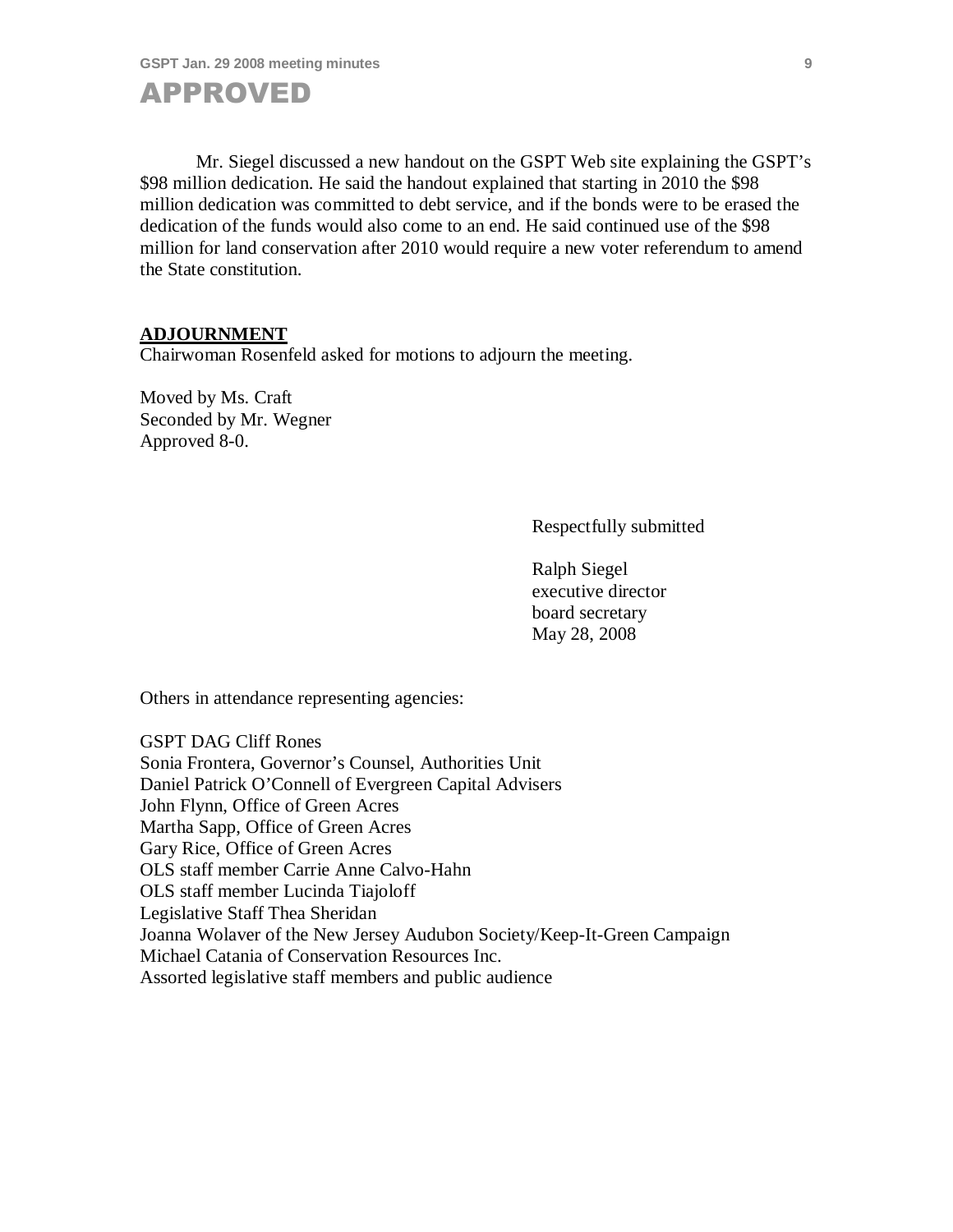Mr. Siegel discussed a new handout on the GSPT Web site explaining the GSPT's $98 million dedication. He said the handout explained that starting in 2010 the $98 million dedication was committed to debt service, and if the bonds were to be erased the dedication of the funds would also come to an end. He said continued use of the $98 million for land conservation after 2010 would require a new voter referendum to amend the State constitution.

**ADJOURNMENT**

Chairwoman Rosenfeld asked for motions to adjourn the meeting.

Moved by Ms. Craft
Seconded by Mr. Wegner
Approved 8-0.

Respectfully submitted

Ralph Siegel
executive director
board secretary
May 28, 2008

Others in attendance representing agencies:

GSPT DAG Cliff Rones
Sonia Frontera, Governor's Counsel, Authorities Unit
Daniel Patrick O'Connell of Evergreen Capital Advisers
John Flynn, Office of Green Acres
Martha Sapp, Office of Green Acres
Gary Rice, Office of Green Acres
OLS staff member Carrie Anne Calvo-Hahn
OLS staff member Lucinda Tiajoloff
Legislative Staff Thea Sheridan
Joanna Wolaver of the New Jersey Audubon Society/Keep-It-Green Campaign
Michael Catania of Conservation Resources Inc.
Assorted legislative staff members and public audience